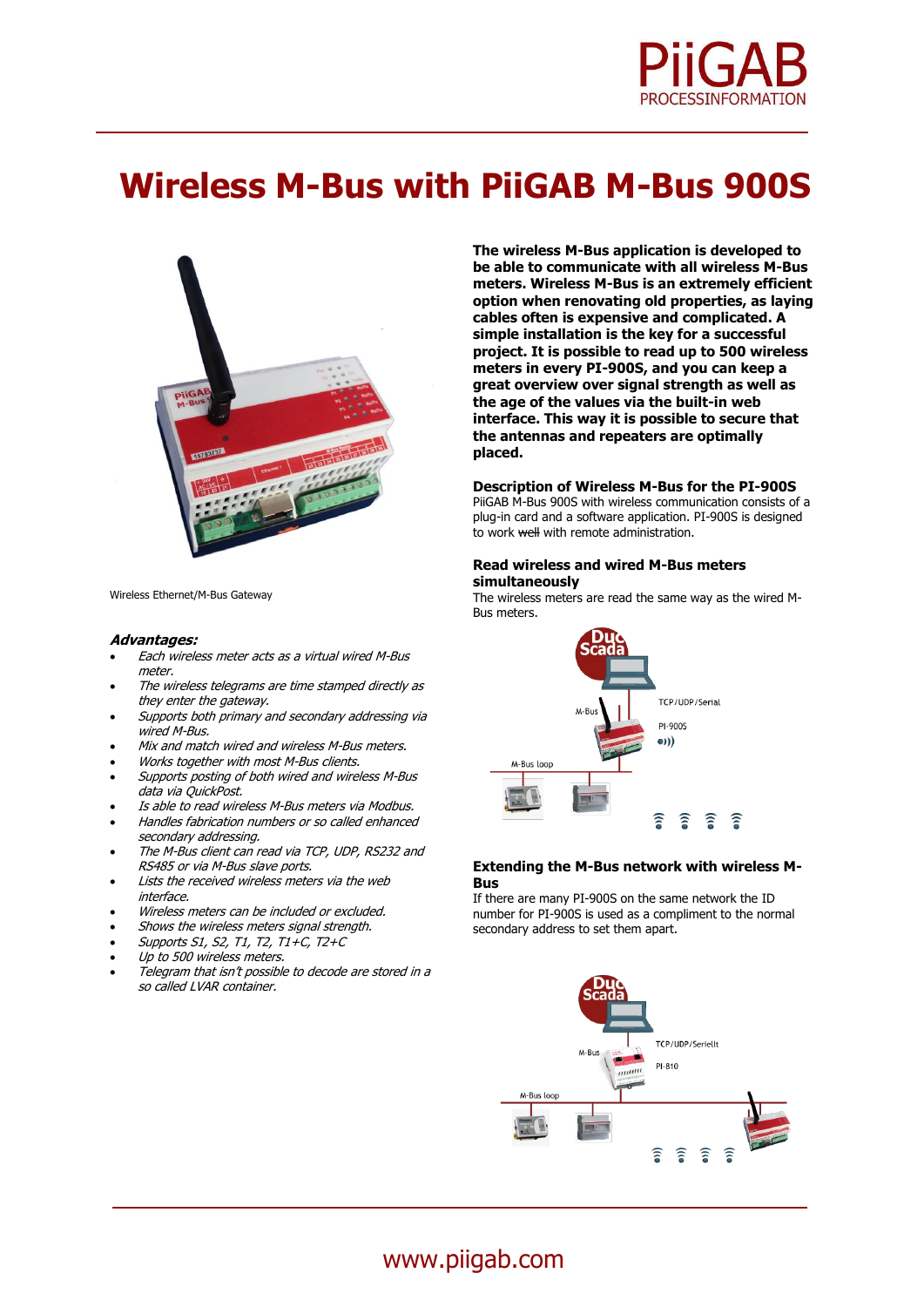# Wireless M-Bus with PiiGAB M-Bus 900S

Wireless Ethernet/M-Bus Gateway

***Advantages:***

- *Each wireless meter acts as a virtual wired M-Bus meter.*
- *The wireless telegrams are time stamped directly as they enter the gateway.*
- *Supports both primary and secondary addressing via wired M-Bus.*
- *Mix and match wired and wireless M-Bus meters.*
- *Works together with most M-Bus clients.*
- *Supports posting of both wired and wireless M-Bus data via QuickPost.*
- *Is able to read wireless M-Bus meters via Modbus.*
- *Handles fabrication numbers or so called enhanced secondary addressing.*
- *The M-Bus client can read via TCP, UDP, RS232 and RS485 or via M-Bus slave ports.*
- *Lists the received wireless meters via the web interface.*
- *Wireless meters can be included or excluded.*
- *Shows the wireless meters signal strength.*
- *Supports S1, S2, T1, T2, T1+C, T2+C*
- *Up to 500 wireless meters.*
- *Telegram that isn't possible to decode are stored in a so called LVAR container.*

**The wireless M-Bus application is developed to be able to communicate with all wireless M-Bus meters. Wireless M-Bus is an extremely efficient option when renovating old properties, as laying cables often is expensive and complicated. A simple installation is the key for a successful project. It is possible to read up to 500 wireless meters in every PI-900S, and you can keep a great overview over signal strength as well as the age of the values via the built-in web interface. This way it is possible to secure that the antennas and repeaters are optimally placed.**

### Description of Wireless M-Bus for the PI-900S

PiiGAB M-Bus 900S with wireless communication consists of a plug-in card and a software application. PI-900S is designed to work ~~well~~ with remote administration.

### Read wireless and wired M-Bus meters simultaneously

The wireless meters are read the same way as the wired M-Bus meters.

DuoScada

M-Bus

TCP/UDP/Serial

PI-900S

M-Bus loop

### Extending the M-Bus network with wireless M-Bus

If there are many PI-900S on the same network the ID number for PI-900S is used as a compliment to the normal secondary address to set them apart.

DuoScada

M-Bus

TCP/UDP/Seriellt

PI-810

M-Bus loop

www.piigab.com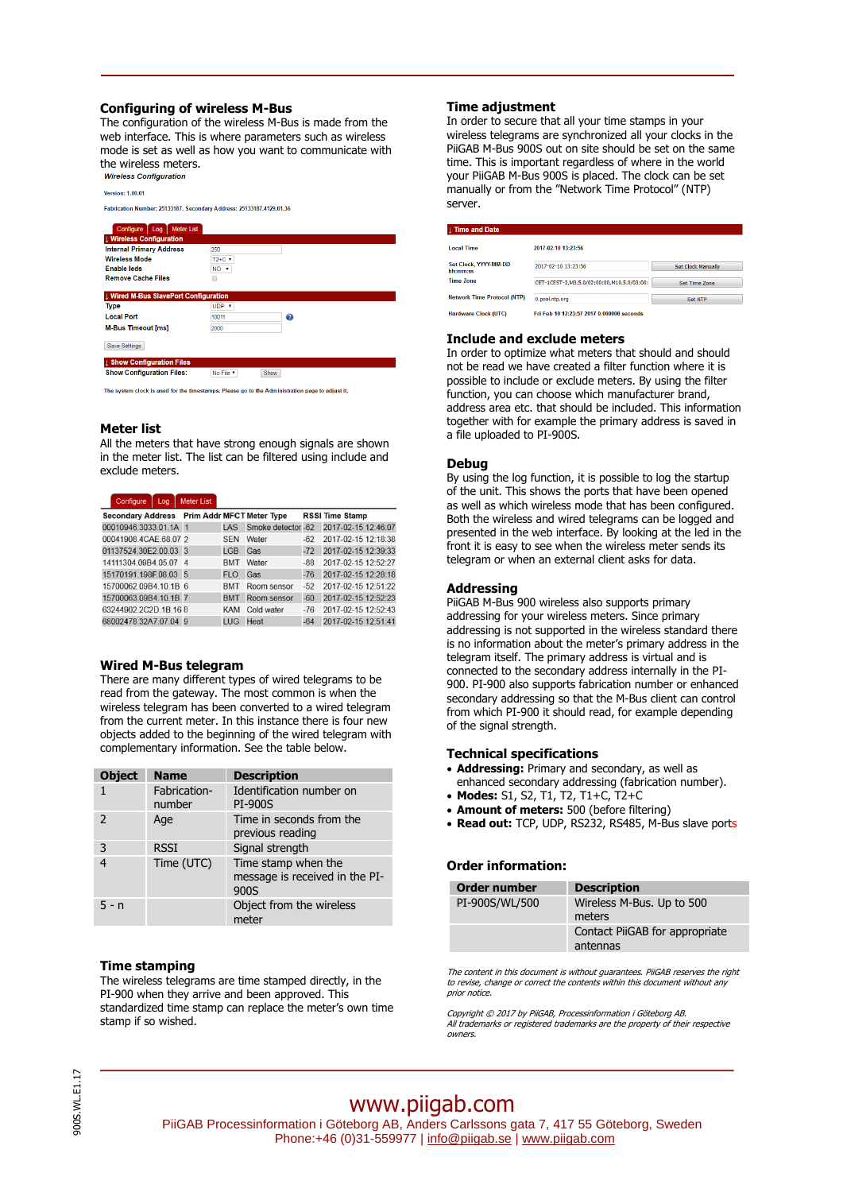## Configuring of wireless M-Bus

The configuration of the wireless M-Bus is made from the web interface. This is where parameters such as wireless mode is set as well as how you want to communicate with the wireless meters.

*Wireless Configuration*

Version: 1.00.01

Fabrication Number: 25133187. Secondary Address: 25133187.4129.01.36

Configure | Log | Meter List

↓ Wireless Configuration

| | |
|---|---|
| Internal Primary Address | 250 |
| Wireless Mode | T2+C |
| Enable leds | NO |
| Remove Cache Files | |

↓ Wired M-Bus SlavePort Configuration

| | |
|---|---|
| Type | UDP |
| Local Port | 10011 |
| M-Bus Timeout [ms] | 2000 |

Save Settings

↓ Show Configuration Files

Show Configuration Files: No File — Show

The system clock is used for the timestamps. Please go to the Administration page to adjust it.

## Meter list

All the meters that have strong enough signals are shown in the meter list. The list can be filtered using include and exclude meters.

Configure | Log | Meter List

| Secondary Address | Prim Addr | MFCT | Meter Type | RSSI | Time Stamp |
|---|---|---|---|---|---|
| 00010946.3033.01.1A | 1 | LAS | Smoke detector | -62 | 2017-02-15 12:46:07 |
| 00041908.4CAE.68.07 | 2 | SEN | Water | -62 | 2017-02-15 12:18:38 |
| 01137524.30E2.00.03 | 3 | LGB | Gas | -72 | 2017-02-15 12:39:33 |
| 14111304.09B4.05.07 | 4 | BMT | Water | -88 | 2017-02-15 12:52:27 |
| 15170191.198F.08.03 | 5 | FLO | Gas | -76 | 2017-02-15 12:28:18 |
| 15700062.09B4.10.1B | 6 | BMT | Room sensor | -52 | 2017-02-15 12:51:22 |
| 15700063.09B4.10.1B | 7 | BMT | Room sensor | -60 | 2017-02-15 12:52:23 |
| 63244902.2C2D.1B.16 | 8 | KAM | Cold water | -76 | 2017-02-15 12:52:43 |
| 68002478.32A7.07.04 | 9 | LUG | Heat | -64 | 2017-02-15 12:51:41 |

## Wired M-Bus telegram

There are many different types of wired telegrams to be read from the gateway. The most common is when the wireless telegram has been converted to a wired telegram from the current meter. In this instance there is four new objects added to the beginning of the wired telegram with complementary information. See the table below.

| Object | Name | Description |
|---|---|---|
| 1 | Fabrication-number | Identification number on PI-900S |
| 2 | Age | Time in seconds from the previous reading |
| 3 | RSSI | Signal strength |
| 4 | Time (UTC) | Time stamp when the message is received in the PI-900S |
| 5 - n | | Object from the wireless meter |

## Time stamping

The wireless telegrams are time stamped directly, in the PI-900 when they arrive and been approved. This standardized time stamp can replace the meter's own time stamp if so wished.

## Time adjustment

In order to secure that all your time stamps in your wireless telegrams are synchronized all your clocks in the PiiGAB M-Bus 900S out on site should be set on the same time. This is important regardless of where in the world your PiiGAB M-Bus 900S is placed. The clock can be set manually or from the "Network Time Protocol" (NTP) server.

↓ Time and Date

| | | |
|---|---|---|
| Local Time | 2017-02-10 13:23:56 | |
| Set Clock, YYYY-MM-DD hh:mm:ss | 2017-02-10 13:23:56 | Set Clock Manually |
| Time Zone | CET-1CEST-2,M3.5.0/02:00:00,M10.5.0/03:00: | Set Time Zone |
| Network Time Protocol (NTP) | 0.pool.ntp.org | Set NTP |
| Hardware Clock (UTC) | Fri Feb 10 12:23:57 2017 0.000000 seconds | |

## Include and exclude meters

In order to optimize what meters that should and should not be read we have created a filter function where it is possible to include or exclude meters. By using the filter function, you can choose which manufacturer brand, address area etc. that should be included. This information together with for example the primary address is saved in a file uploaded to PI-900S.

## Debug

By using the log function, it is possible to log the startup of the unit. This shows the ports that have been opened as well as which wireless mode that has been configured. Both the wireless and wired telegrams can be logged and presented in the web interface. By looking at the led in the front it is easy to see when the wireless meter sends its telegram or when an external client asks for data.

## Addressing

PiiGAB M-Bus 900 wireless also supports primary addressing for your wireless meters. Since primary addressing is not supported in the wireless standard there is no information about the meter's primary address in the telegram itself. The primary address is virtual and is connected to the secondary address internally in the PI-900. PI-900 also supports fabrication number or enhanced secondary addressing so that the M-Bus client can control from which PI-900 it should read, for example depending of the signal strength.

## Technical specifications

- **Addressing:** Primary and secondary, as well as enhanced secondary addressing (fabrication number).
- **Modes:** S1, S2, T1, T2, T1+C, T2+C
- **Amount of meters:** 500 (before filtering)
- **Read out:** TCP, UDP, RS232, RS485, M-Bus slave ports

## Order information:

| Order number | Description |
|---|---|
| PI-900S/WL/500 | Wireless M-Bus. Up to 500 meters |
| | Contact PiiGAB for appropriate antennas |

*The content in this document is without guarantees. PiiGAB reserves the right to revise, change or correct the contents within this document without any prior notice.*

*Copyright © 2017 by PiiGAB, Processinformation i Göteborg AB.*
*All trademarks or registered trademarks are the property of their respective owners.*

900S.WL.E1.17

www.piigab.com

PiiGAB Processinformation i Göteborg AB, Anders Carlssons gata 7, 417 55 Göteborg, Sweden
Phone:+46 (0)31-559977 | info@piigab.se | www.piigab.com